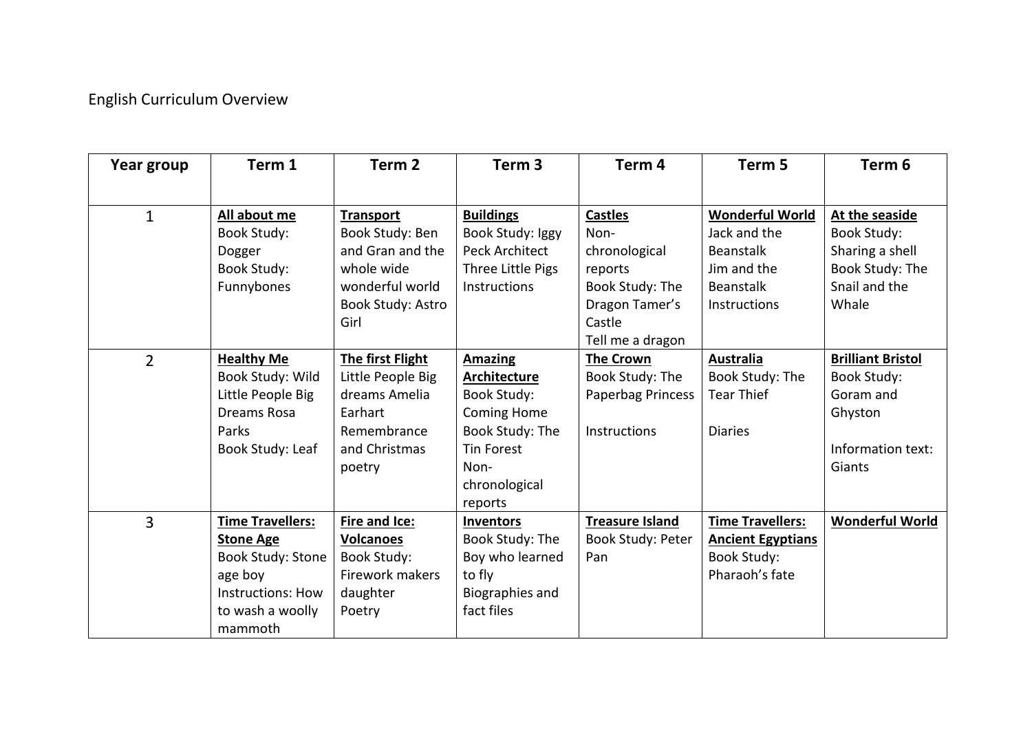English Curriculum Overview

| Year group | Term 1 | Term 2 | Term 3 | Term 4 | Term 5 | Term 6 |
|---|---|---|---|---|---|---|
| 1 | **All about me**<br>Book Study: Dogger<br>Book Study: Funnybones | **Transport**<br>Book Study: Ben and Gran and the whole wide wonderful world<br>Book Study: Astro Girl | **Buildings**<br>Book Study: Iggy Peck Architect<br>Three Little Pigs<br>Instructions | **Castles**<br>Non-chronological reports<br>Book Study: The Dragon Tamer's Castle<br>Tell me a dragon | **Wonderful World**<br>Jack and the Beanstalk<br>Jim and the Beanstalk<br>Instructions | **At the seaside**<br>Book Study: Sharing a shell<br>Book Study: The Snail and the Whale |
| 2 | **Healthy Me**<br>Book Study: Wild Little People Big Dreams Rosa Parks<br>Book Study: Leaf | **The first Flight**<br>Little People Big dreams Amelia Earhart<br>Remembrance and Christmas poetry | **Amazing Architecture**<br>Book Study: Coming Home<br>Book Study: The Tin Forest<br>Non-chronological reports | **The Crown**<br>Book Study: The Paperbag Princess<br><br>Instructions | **Australia**<br>Book Study: The Tear Thief<br><br>Diaries | **Brilliant Bristol**<br>Book Study: Goram and Ghyston<br><br>Information text: Giants |
| 3 | **Time Travellers: Stone Age**<br>Book Study: Stone age boy<br>Instructions: How to wash a woolly mammoth | **Fire and Ice: Volcanoes**<br>Book Study: Firework makers daughter<br>Poetry | **Inventors**<br>Book Study: The Boy who learned to fly<br>Biographies and fact files | **Treasure Island**<br>Book Study: Peter Pan | **Time Travellers: Ancient Egyptians**<br>Book Study: Pharaoh's fate | **Wonderful World** |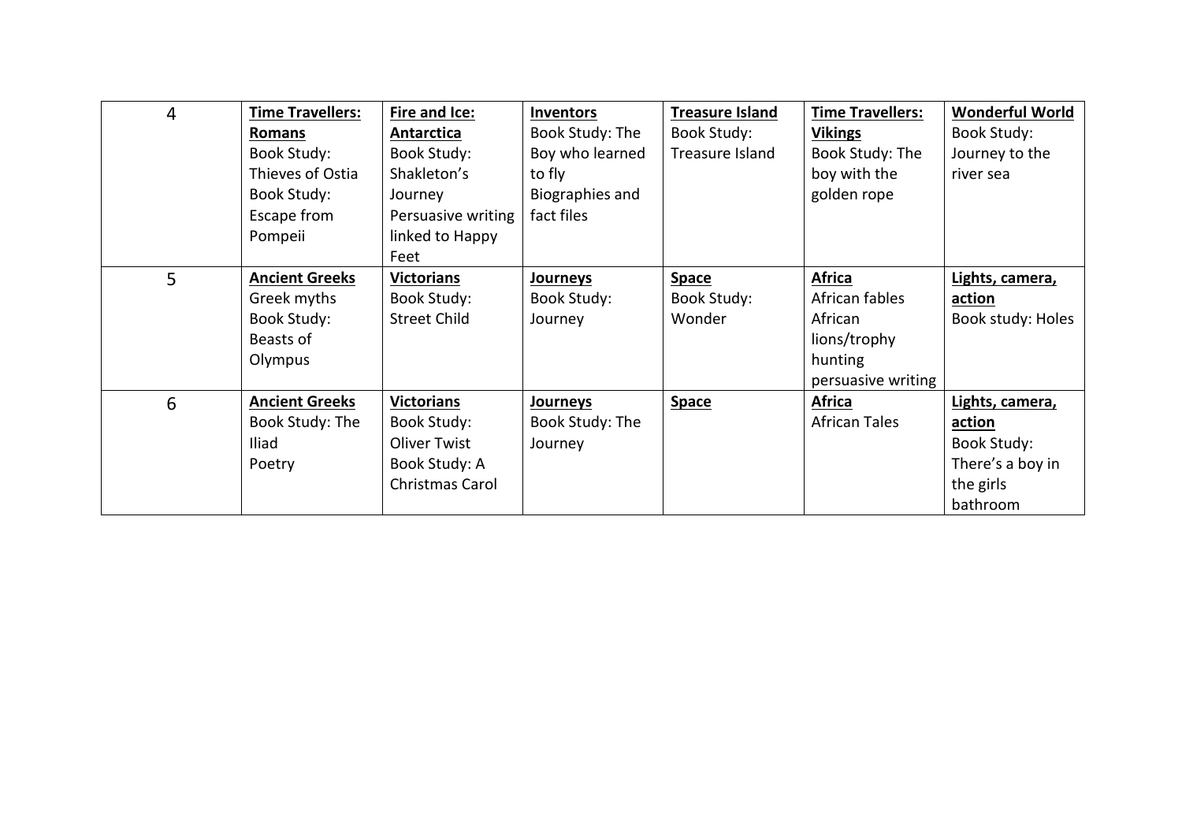| | | | | | | |
|---|---|---|---|---|---|---|
| 4 | **Time Travellers: Romans**<br>Book Study: Thieves of Ostia<br>Book Study: Escape from Pompeii | **Fire and Ice: Antarctica**<br>Book Study: Shakleton's Journey<br>Persuasive writing linked to Happy Feet | **Inventors**<br>Book Study: The Boy who learned to fly<br>Biographies and fact files | **Treasure Island**<br>Book Study: Treasure Island | **Time Travellers: Vikings**<br>Book Study: The boy with the golden rope | **Wonderful World**<br>Book Study: Journey to the river sea |
| 5 | **Ancient Greeks**<br>Greek myths<br>Book Study: Beasts of Olympus | **Victorians**<br>Book Study: Street Child | **Journeys**<br>Book Study: Journey | **Space**<br>Book Study: Wonder | **Africa**<br>African fables<br>African lions/trophy hunting persuasive writing | **Lights, camera, action**<br>Book study: Holes |
| 6 | **Ancient Greeks**<br>Book Study: The Iliad<br>Poetry | **Victorians**<br>Book Study: Oliver Twist<br>Book Study: A Christmas Carol | **Journeys**<br>Book Study: The Journey | **Space** | **Africa**<br>African Tales | **Lights, camera, action**<br>Book Study: There's a boy in the girls bathroom |